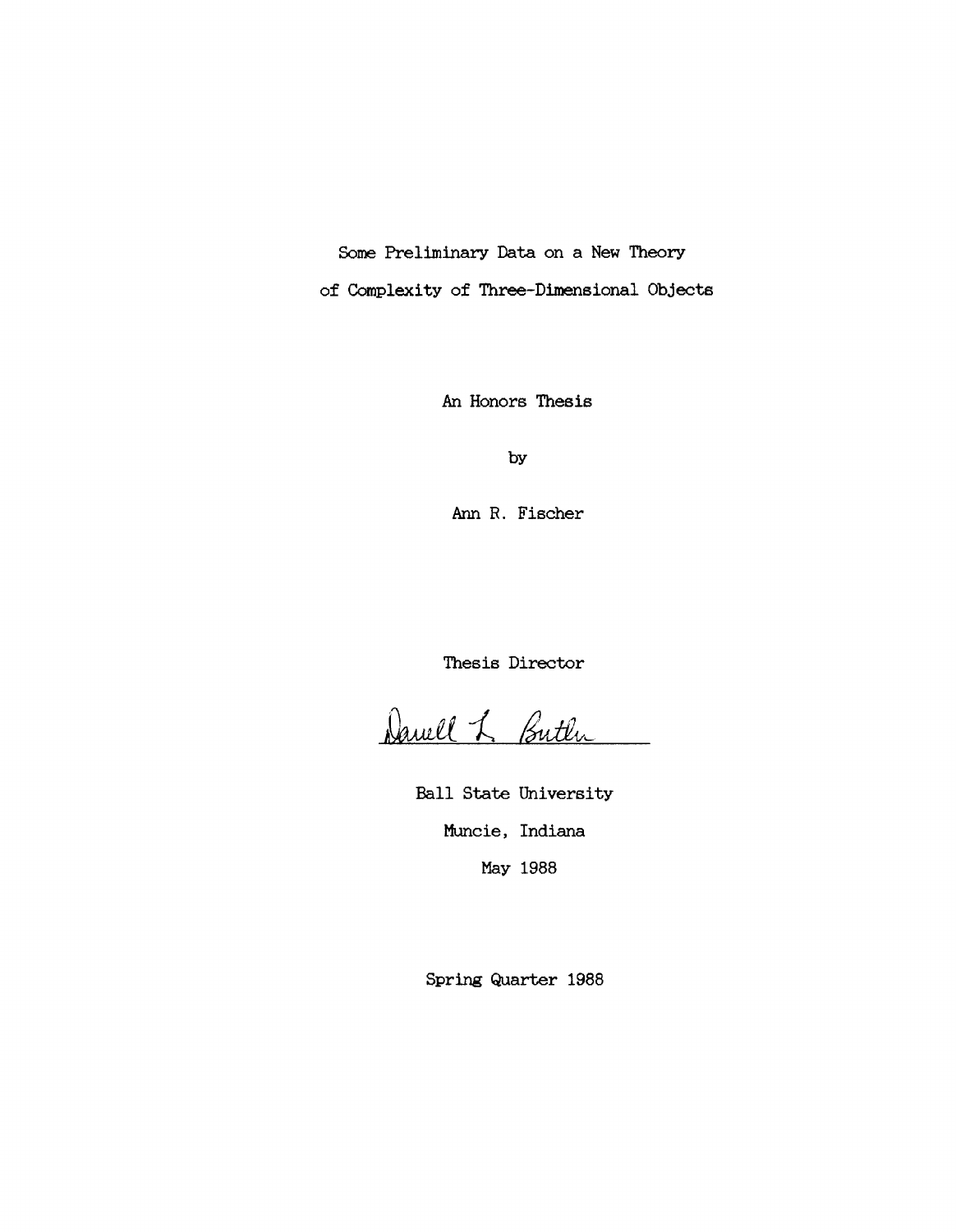# Some Preliminary Data on a New Theory of Complexity of Three-Dimensional Objects

An Honors Thesis

by

Ann R. Fischer

Thesis Director

Darell L. Butler

Ball State University

Muncie, Indiana

May 1988

Spring Quarter 1988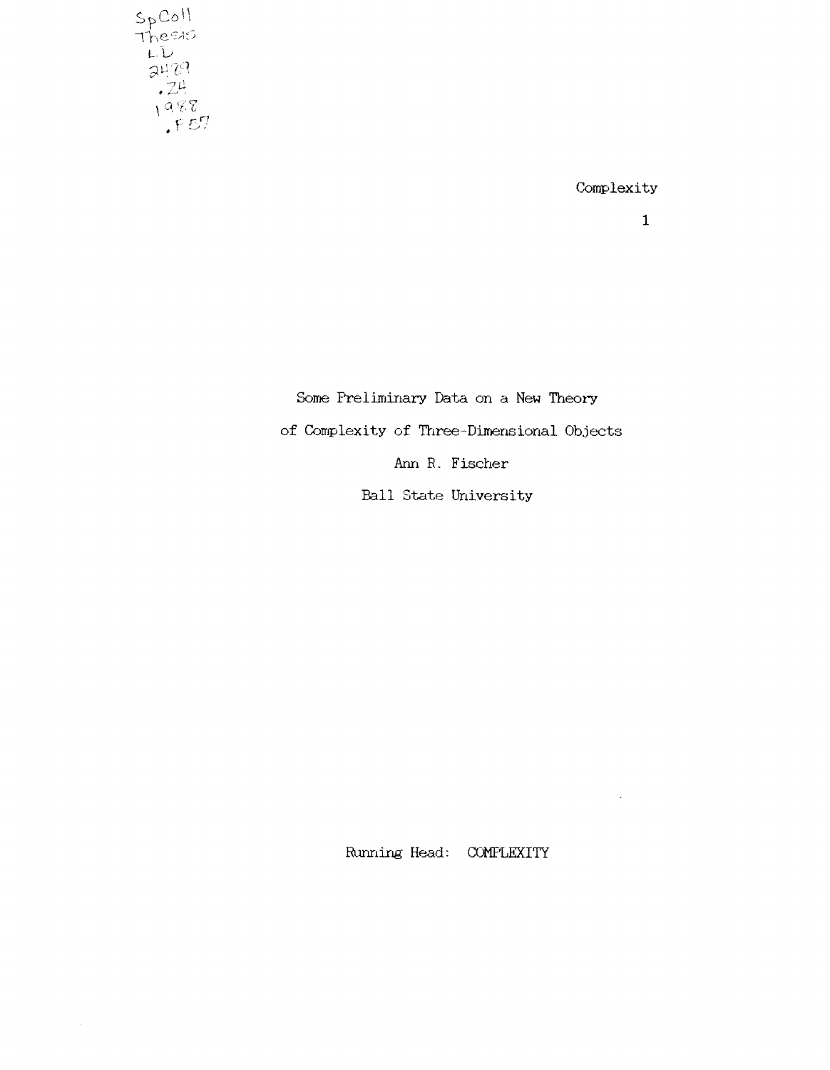SpColl
Thesis
LD
2489
.Z4
1988
.F57

Some Preliminary Data on a New Theory

of Complexity of Three-Dimensional Objects

Ann R. Fischer

Ball State University

Running Head: COMPLEXITY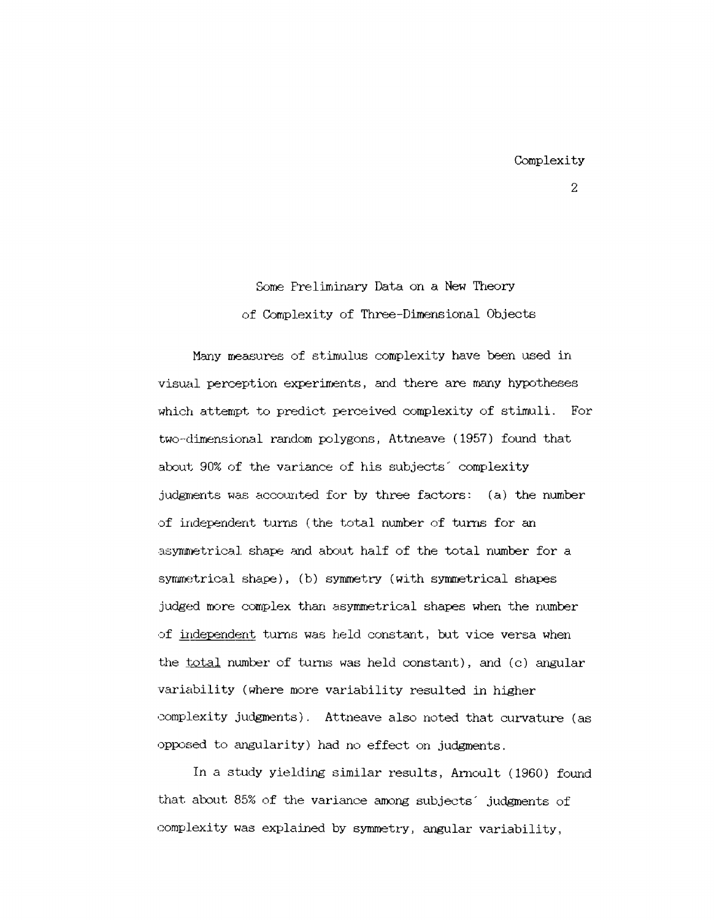# Some Preliminary Data on a New Theory of Complexity of Three-Dimensional Objects

Many measures of stimulus complexity have been used in visual perception experiments, and there are many hypotheses which attempt to predict perceived complexity of stimuli. For two-dimensional random polygons, Attneave (1957) found that about 90% of the variance of his subjects' complexity judgments was accounted for by three factors: (a) the number of independent turns (the total number of turns for an asymmetrical shape and about half of the total number for a symmetrical shape), (b) symmetry (with symmetrical shapes judged more complex than asymmetrical shapes when the number of <u>independent</u> turns was held constant, but vice versa when the <u>total</u> number of turns was held constant), and (c) angular variability (where more variability resulted in higher complexity judgments). Attneave also noted that curvature (as opposed to angularity) had no effect on judgments.

In a study yielding similar results, Arnoult (1960) found that about 85% of the variance among subjects' judgments of complexity was explained by symmetry, angular variability,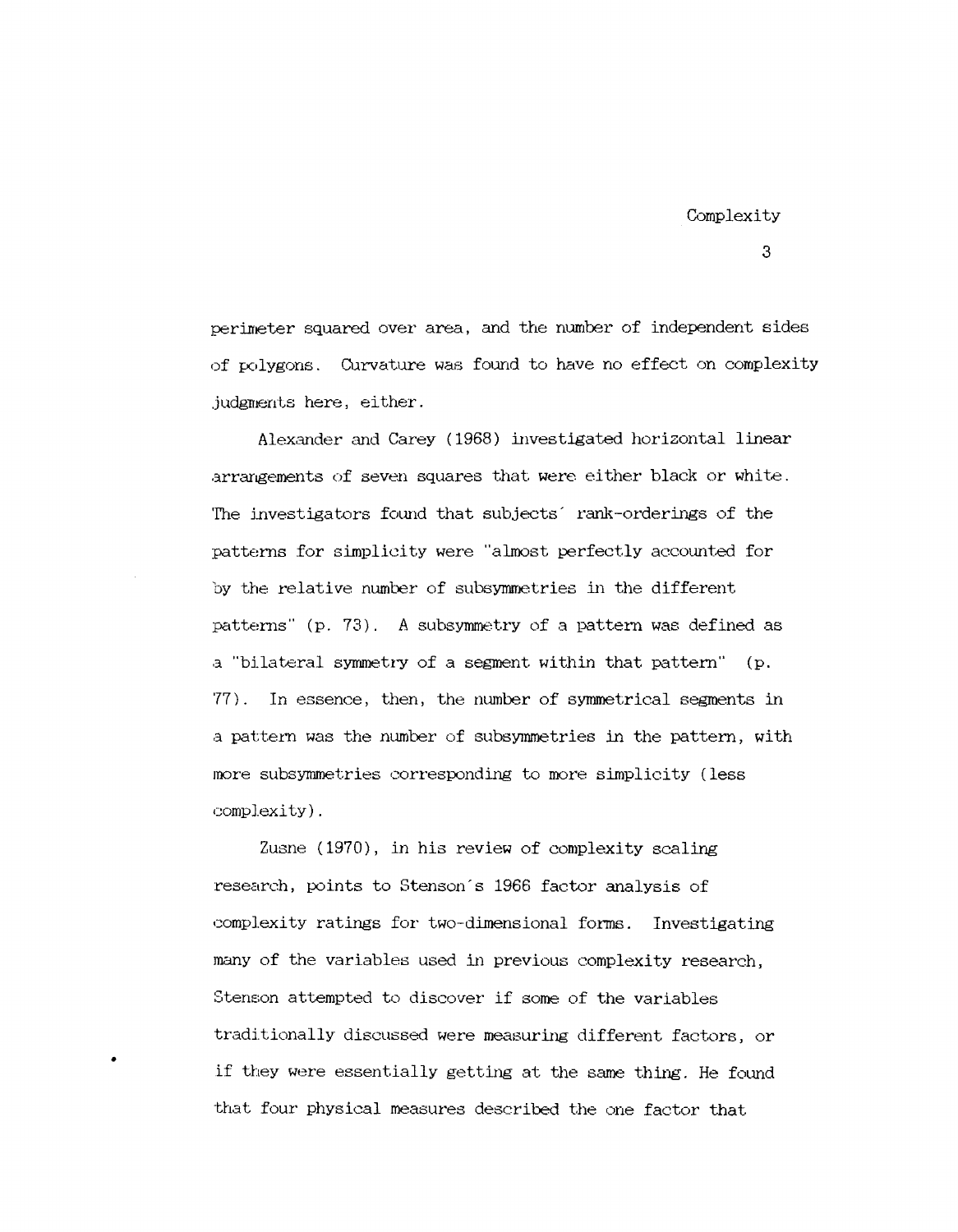perimeter squared over area, and the number of independent sides of polygons. Curvature was found to have no effect on complexity judgments here, either.

Alexander and Carey (1968) investigated horizontal linear arrangements of seven squares that were either black or white. The investigators found that subjects' rank-orderings of the patterns for simplicity were "almost perfectly accounted for by the relative number of subsymmetries in the different patterns" (p. 73). A subsymmetry of a pattern was defined as a "bilateral symmetry of a segment within that pattern" (p. 77). In essence, then, the number of symmetrical segments in a pattern was the number of subsymmetries in the pattern, with more subsymmetries corresponding to more simplicity (less complexity).

Zusne (1970), in his review of complexity scaling research, points to Stenson's 1966 factor analysis of complexity ratings for two-dimensional forms. Investigating many of the variables used in previous complexity research, Stenson attempted to discover if some of the variables traditionally discussed were measuring different factors, or if they were essentially getting at the same thing. He found that four physical measures described the one factor that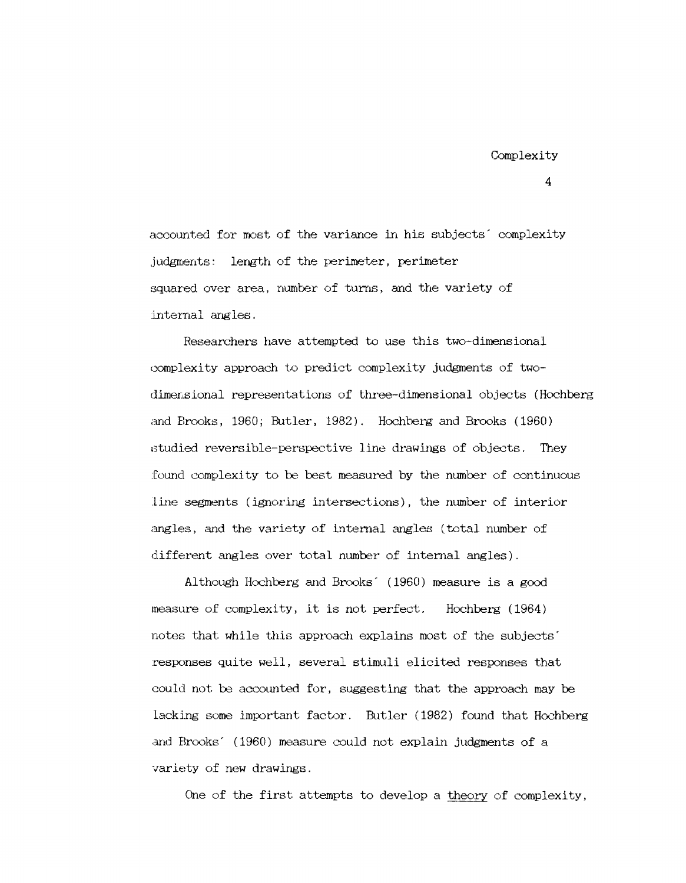accounted for most of the variance in his subjects' complexity judgments: length of the perimeter, perimeter squared over area, number of turns, and the variety of internal angles.

Researchers have attempted to use this two-dimensional complexity approach to predict complexity judgments of two-dimensional representations of three-dimensional objects (Hochberg and Brooks, 1960; Butler, 1982). Hochberg and Brooks (1960) studied reversible-perspective line drawings of objects. They found complexity to be best measured by the number of continuous line segments (ignoring intersections), the number of interior angles, and the variety of internal angles (total number of different angles over total number of internal angles).

Although Hochberg and Brooks' (1960) measure is a good measure of complexity, it is not perfect. Hochberg (1964) notes that while this approach explains most of the subjects' responses quite well, several stimuli elicited responses that could not be accounted for, suggesting that the approach may be lacking some important factor. Butler (1982) found that Hochberg and Brooks' (1960) measure could not explain judgments of a variety of new drawings.

One of the first attempts to develop a <u>theory</u> of complexity,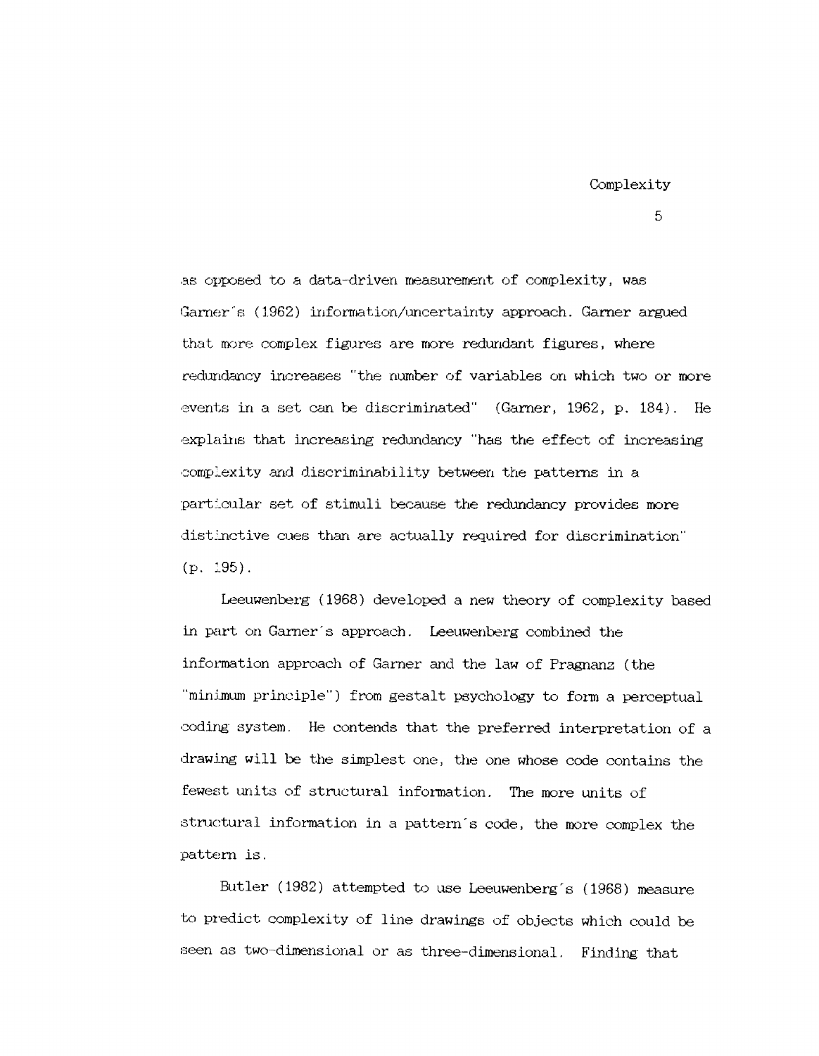as opposed to a data-driven measurement of complexity, was Garner's (1962) information/uncertainty approach. Garner argued that more complex figures are more redundant figures, where redundancy increases "the number of variables on which two or more events in a set can be discriminated" (Garner, 1962, p. 184). He explains that increasing redundancy "has the effect of increasing complexity and discriminability between the patterns in a particular set of stimuli because the redundancy provides more distinctive cues than are actually required for discrimination" (p. 195).

Leeuwenberg (1968) developed a new theory of complexity based in part on Garner's approach. Leeuwenberg combined the information approach of Garner and the law of Pragnanz (the "minimum principle") from gestalt psychology to form a perceptual coding system. He contends that the preferred interpretation of a drawing will be the simplest one, the one whose code contains the fewest units of structural information. The more units of structural information in a pattern's code, the more complex the pattern is.

Butler (1982) attempted to use Leeuwenberg's (1968) measure to predict complexity of line drawings of objects which could be seen as two-dimensional or as three-dimensional. Finding that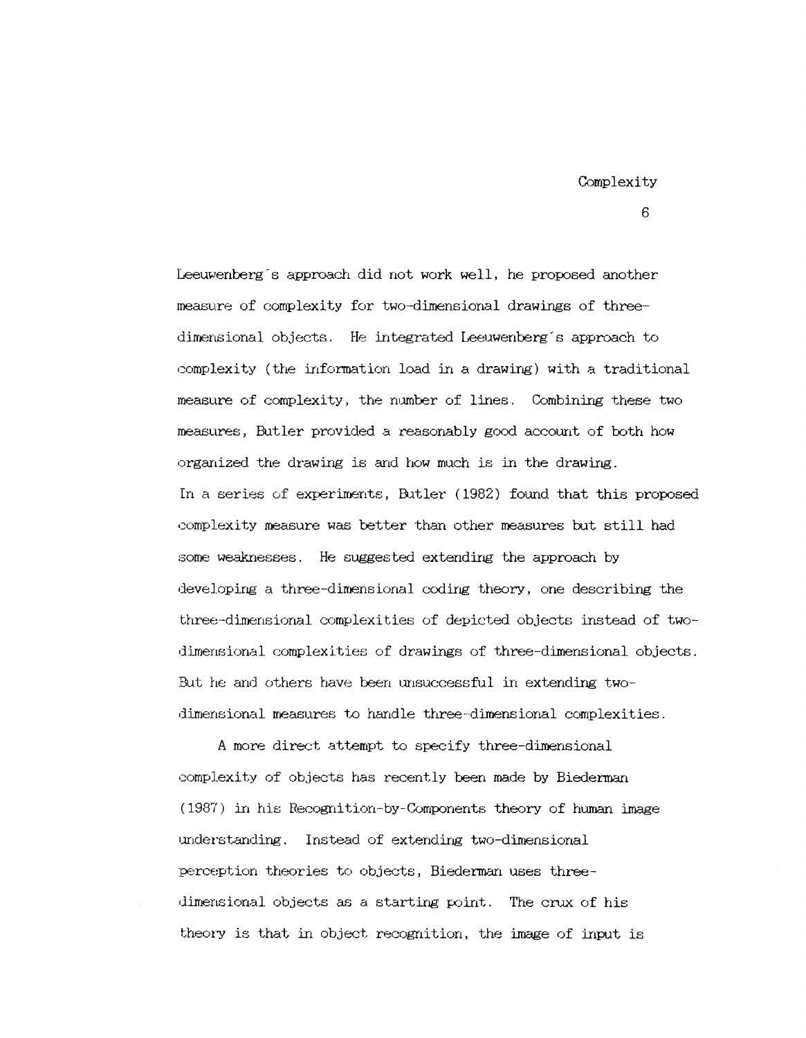Leeuwenberg's approach did not work well, he proposed another measure of complexity for two-dimensional drawings of three-dimensional objects. He integrated Leeuwenberg's approach to complexity (the information load in a drawing) with a traditional measure of complexity, the number of lines. Combining these two measures, Butler provided a reasonably good account of both how organized the drawing is and how much is in the drawing.
In a series of experiments, Butler (1982) found that this proposed complexity measure was better than other measures but still had some weaknesses. He suggested extending the approach by developing a three-dimensional coding theory, one describing the three-dimensional complexities of depicted objects instead of two-dimensional complexities of drawings of three-dimensional objects. But he and others have been unsuccessful in extending two-dimensional measures to handle three-dimensional complexities.

A more direct attempt to specify three-dimensional complexity of objects has recently been made by Biederman (1987) in his Recognition-by-Components theory of human image understanding. Instead of extending two-dimensional perception theories to objects, Biederman uses three-dimensional objects as a starting point. The crux of his theory is that in object recognition, the image of input is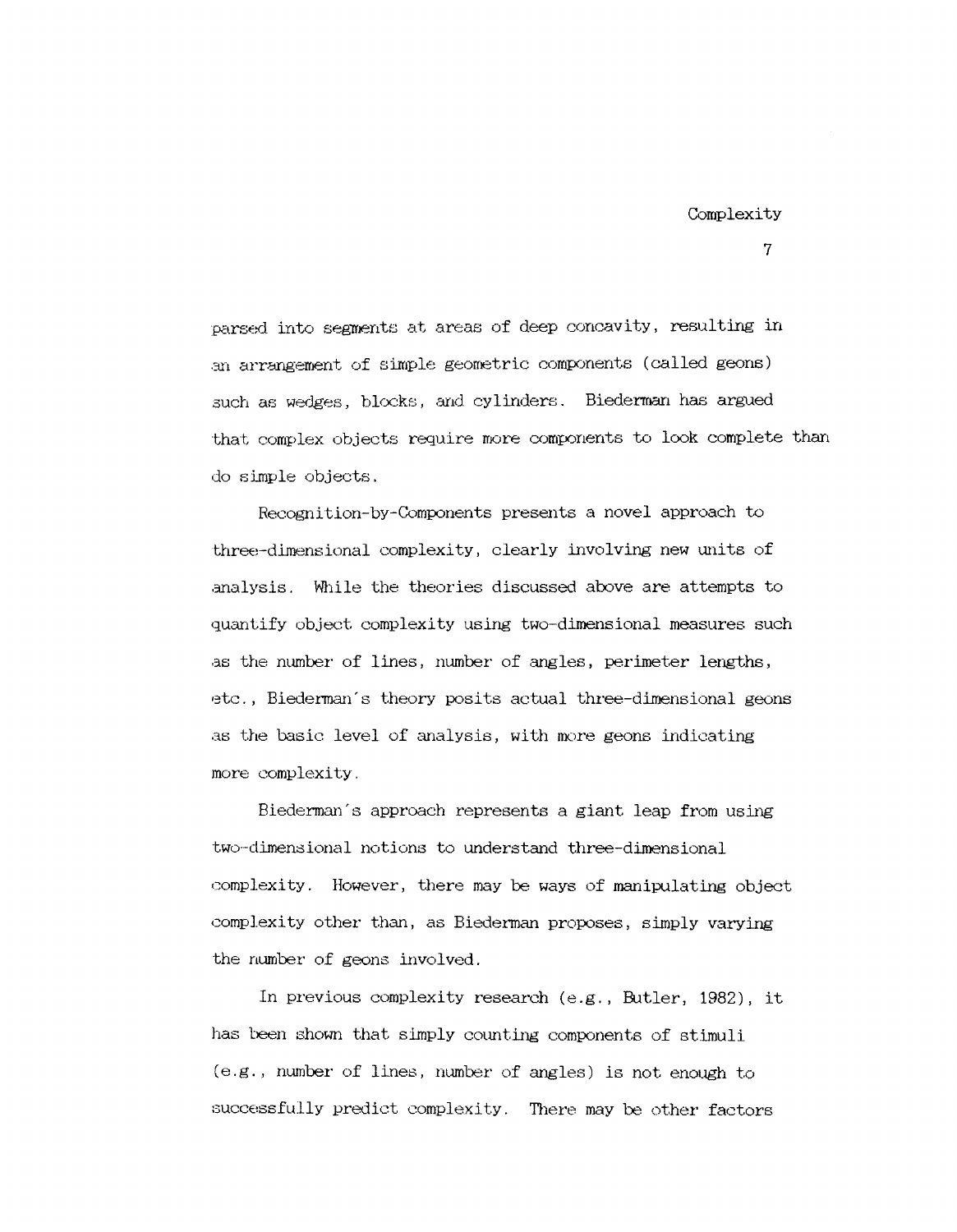parsed into segments at areas of deep concavity, resulting in an arrangement of simple geometric components (called geons) such as wedges, blocks, and cylinders. Biederman has argued that complex objects require more components to look complete than do simple objects.

Recognition-by-Components presents a novel approach to three-dimensional complexity, clearly involving new units of analysis. While the theories discussed above are attempts to quantify object complexity using two-dimensional measures such as the number of lines, number of angles, perimeter lengths, etc., Biederman's theory posits actual three-dimensional geons as the basic level of analysis, with more geons indicating more complexity.

Biederman's approach represents a giant leap from using two-dimensional notions to understand three-dimensional complexity. However, there may be ways of manipulating object complexity other than, as Biederman proposes, simply varying the number of geons involved.

In previous complexity research (e.g., Butler, 1982), it has been shown that simply counting components of stimuli (e.g., number of lines, number of angles) is not enough to successfully predict complexity. There may be other factors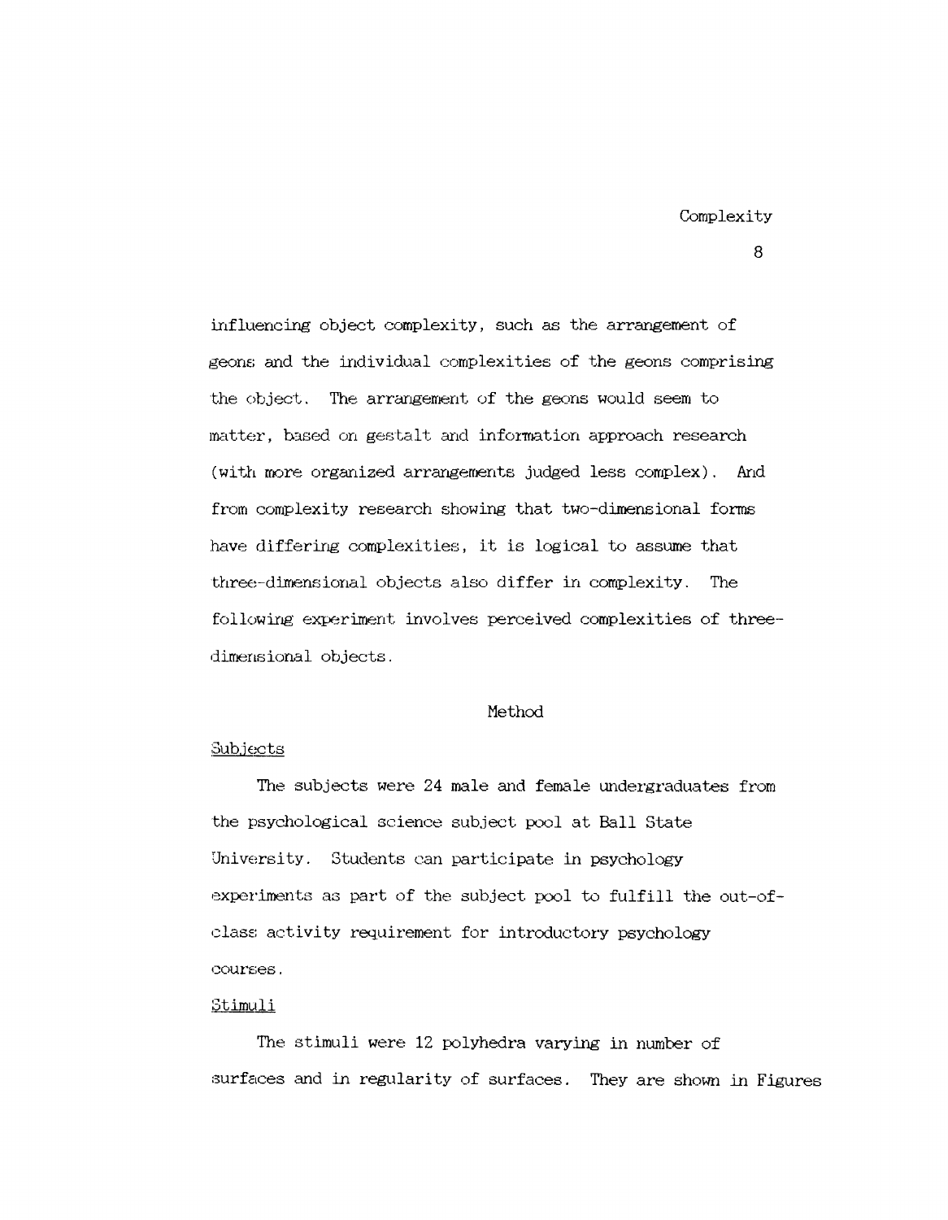influencing object complexity, such as the arrangement of geons and the individual complexities of the geons comprising the object. The arrangement of the geons would seem to matter, based on gestalt and information approach research (with more organized arrangements judged less complex). And from complexity research showing that two-dimensional forms have differing complexities, it is logical to assume that three-dimensional objects also differ in complexity. The following experiment involves perceived complexities of three-dimensional objects.

# Method

## Subjects

The subjects were 24 male and female undergraduates from the psychological science subject pool at Ball State University. Students can participate in psychology experiments as part of the subject pool to fulfill the out-of-class activity requirement for introductory psychology courses.

## Stimuli

The stimuli were 12 polyhedra varying in number of surfaces and in regularity of surfaces. They are shown in Figures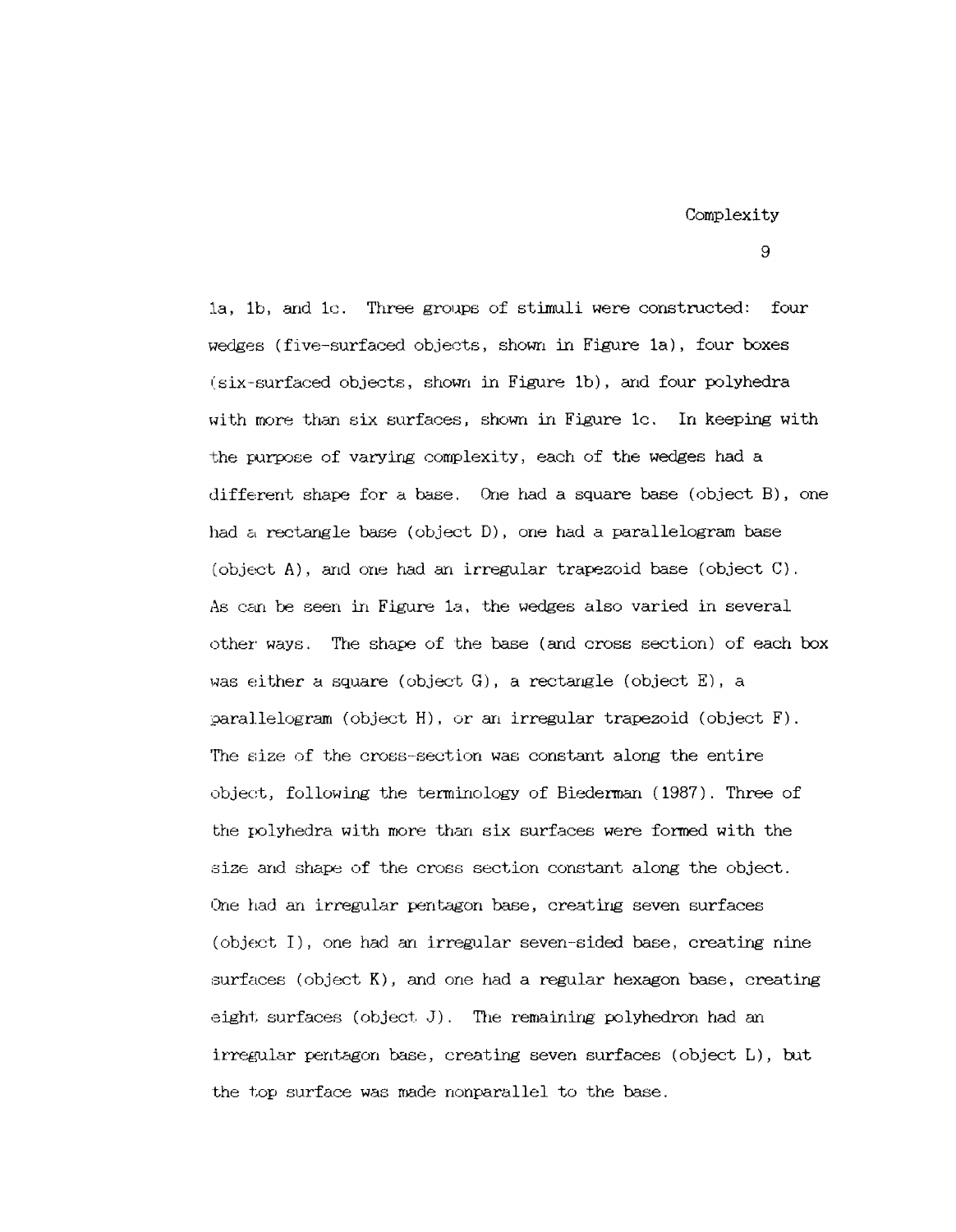1a, 1b, and 1c. Three groups of stimuli were constructed: four wedges (five-surfaced objects, shown in Figure 1a), four boxes (six-surfaced objects, shown in Figure 1b), and four polyhedra with more than six surfaces, shown in Figure 1c. In keeping with the purpose of varying complexity, each of the wedges had a different shape for a base. One had a square base (object B), one had a rectangle base (object D), one had a parallelogram base (object A), and one had an irregular trapezoid base (object C). As can be seen in Figure 1a, the wedges also varied in several other ways. The shape of the base (and cross section) of each box was either a square (object G), a rectangle (object E), a parallelogram (object H), or an irregular trapezoid (object F). The size of the cross-section was constant along the entire object, following the terminology of Biederman (1987). Three of the polyhedra with more than six surfaces were formed with the size and shape of the cross section constant along the object. One had an irregular pentagon base, creating seven surfaces (object I), one had an irregular seven-sided base, creating nine surfaces (object K), and one had a regular hexagon base, creating eight surfaces (object J). The remaining polyhedron had an irregular pentagon base, creating seven surfaces (object L), but the top surface was made nonparallel to the base.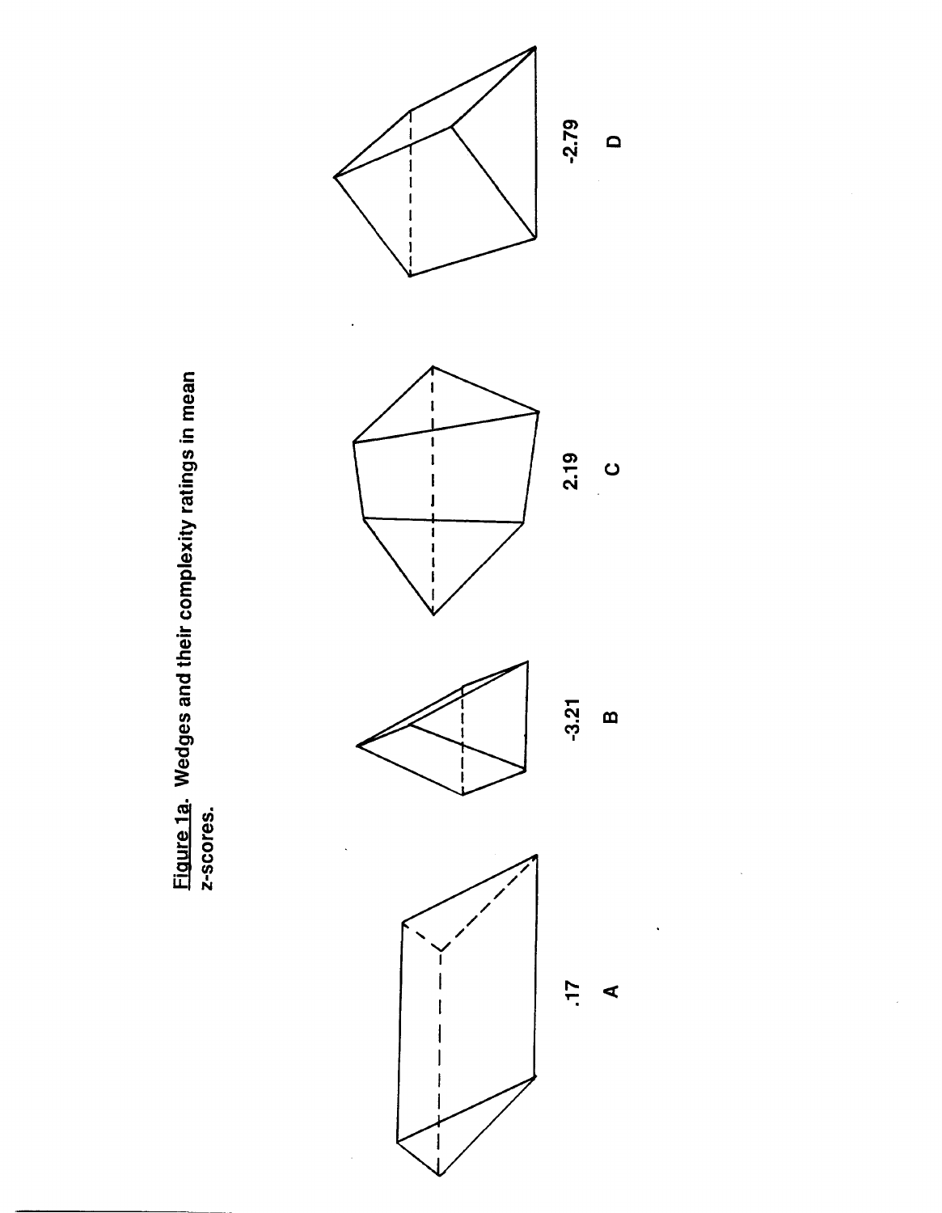Figure 1a. Wedges and their complexity ratings in mean z-scores.

| A | B | C | D |
|---|---|---|---|
| .17 | -3.21 | 2.19 | -2.79 |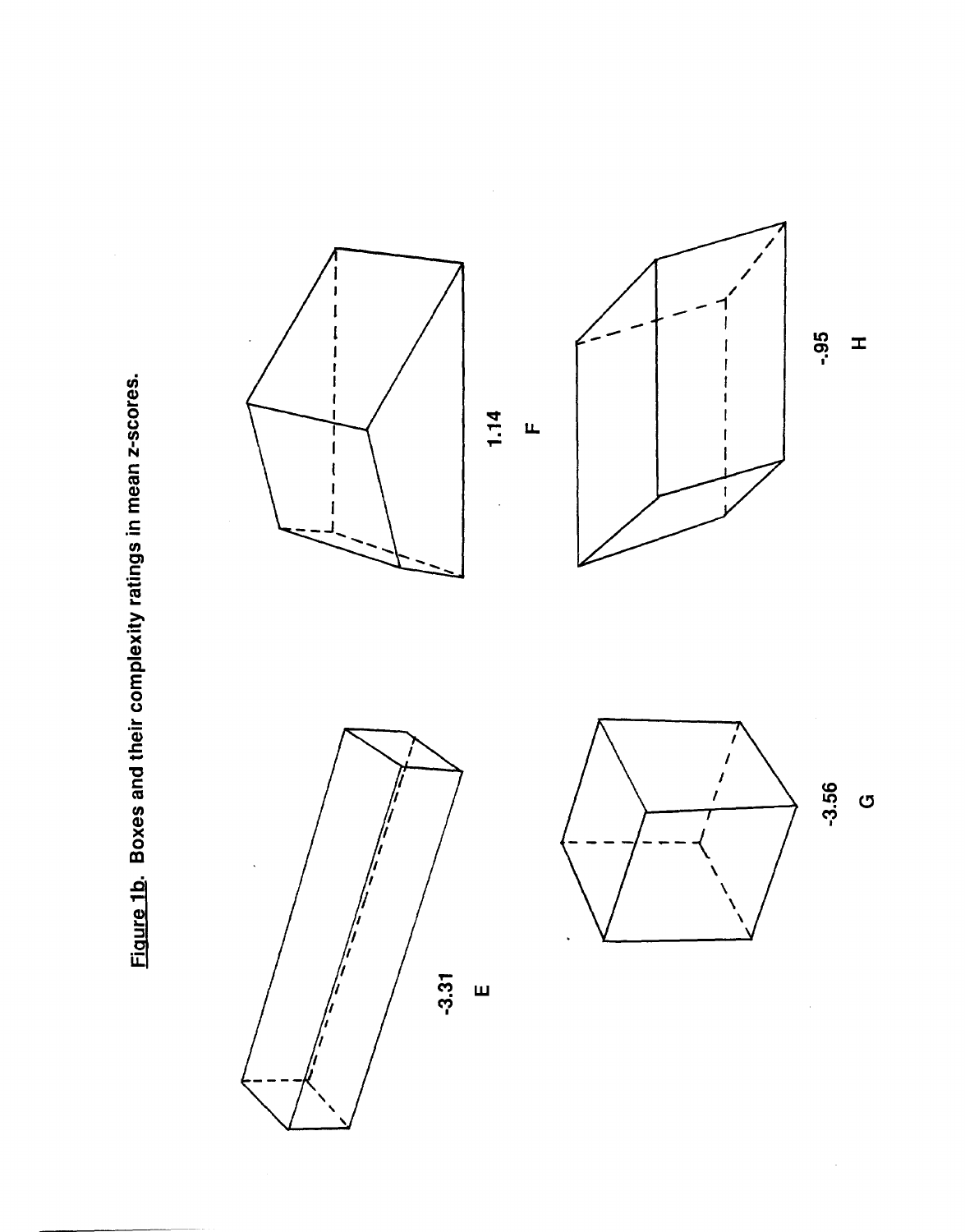Figure 1b. Boxes and their complexity ratings in mean z-scores.

-3.31

E

1.14

F

-3.56

G

-.95

H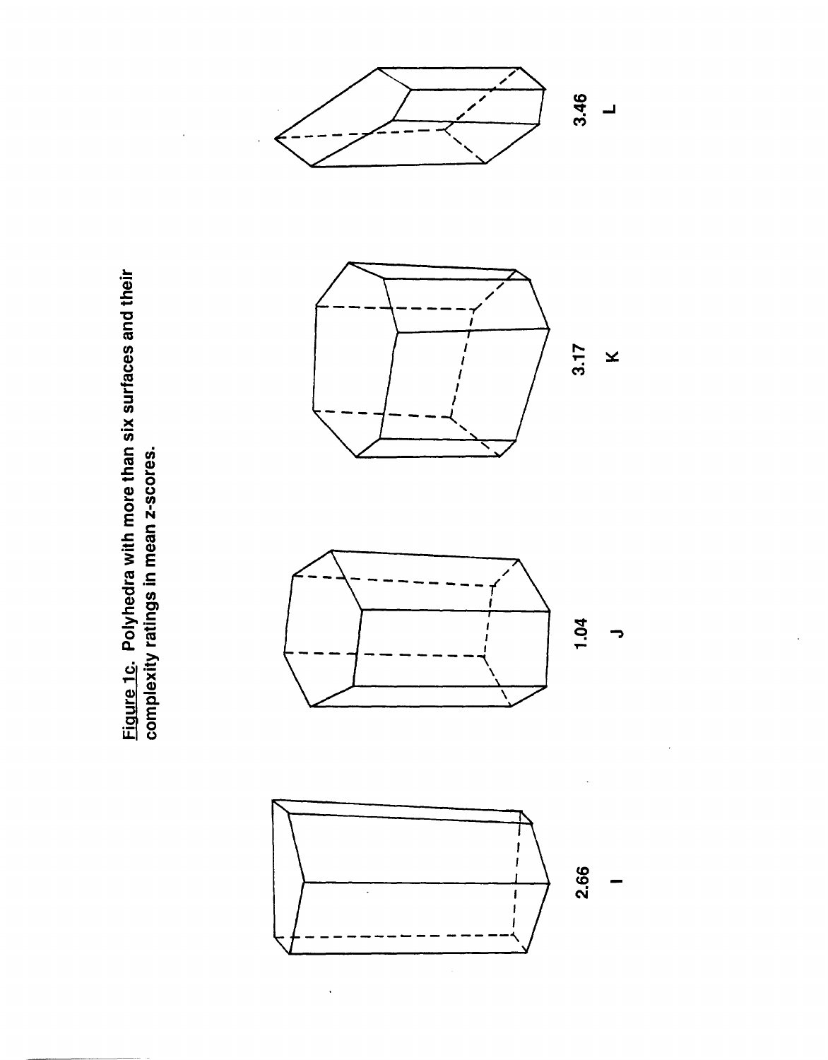Figure 1c. Polyhedra with more than six surfaces and their complexity ratings in mean z-scores.

2.66

I

1.04

J

3.17

K

3.46

L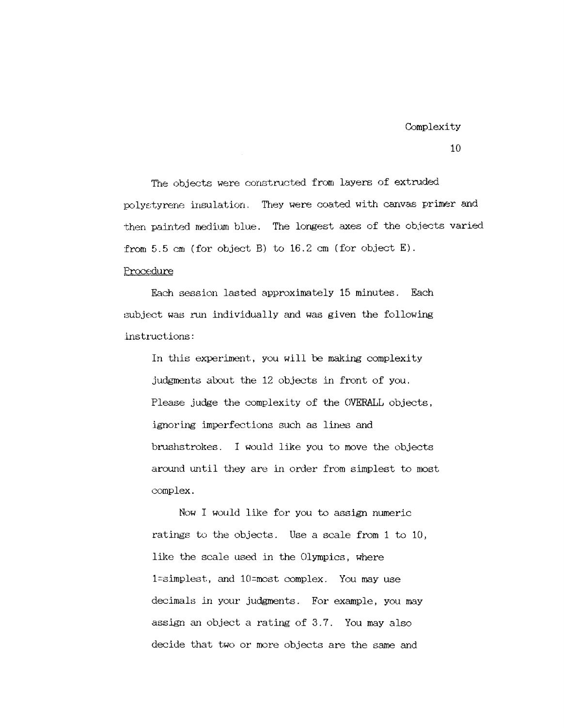The objects were constructed from layers of extruded polystyrene insulation. They were coated with canvas primer and then painted medium blue. The longest axes of the objects varied from 5.5 cm (for object B) to 16.2 cm (for object E).

### Procedure

Each session lasted approximately 15 minutes. Each subject was run individually and was given the following instructions:

> In this experiment, you will be making complexity judgments about the 12 objects in front of you. Please judge the complexity of the OVERALL objects, ignoring imperfections such as lines and brushstrokes. I would like you to move the objects around until they are in order from simplest to most complex.
>
> Now I would like for you to assign numeric ratings to the objects. Use a scale from 1 to 10, like the scale used in the Olympics, where 1=simplest, and 10=most complex. You may use decimals in your judgments. For example, you may assign an object a rating of 3.7. You may also decide that two or more objects are the same and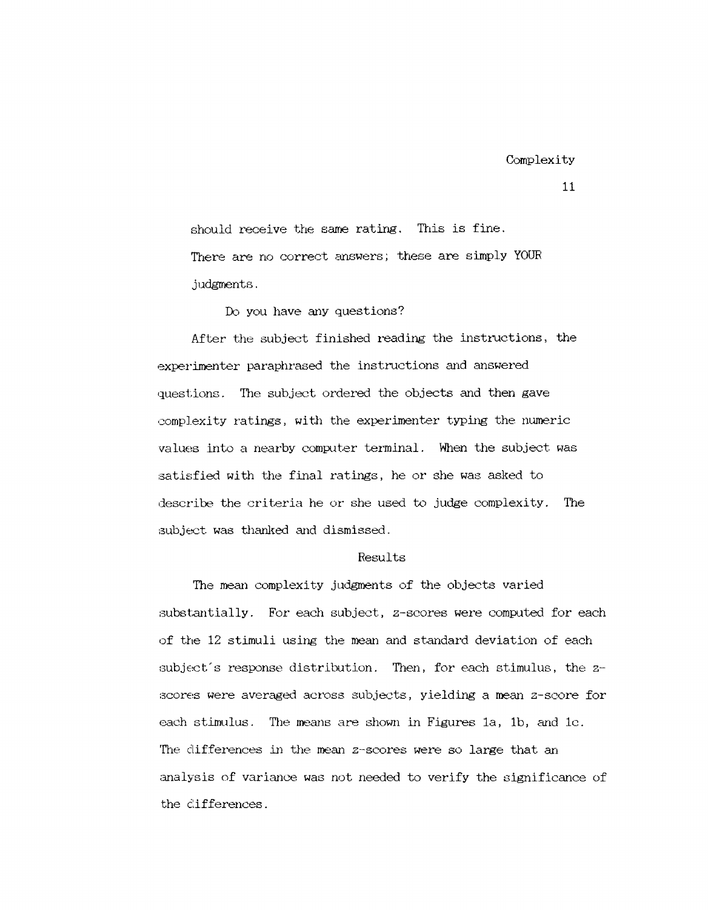should receive the same rating. This is fine. There are no correct answers; these are simply YOUR judgments.

Do you have any questions?

After the subject finished reading the instructions, the experimenter paraphrased the instructions and answered questions. The subject ordered the objects and then gave complexity ratings, with the experimenter typing the numeric values into a nearby computer terminal. When the subject was satisfied with the final ratings, he or she was asked to describe the criteria he or she used to judge complexity. The subject was thanked and dismissed.

## Results

The mean complexity judgments of the objects varied substantially. For each subject, z-scores were computed for each of the 12 stimuli using the mean and standard deviation of each subject's response distribution. Then, for each stimulus, the z-scores were averaged across subjects, yielding a mean z-score for each stimulus. The means are shown in Figures 1a, 1b, and 1c. The differences in the mean z-scores were so large that an analysis of variance was not needed to verify the significance of the differences.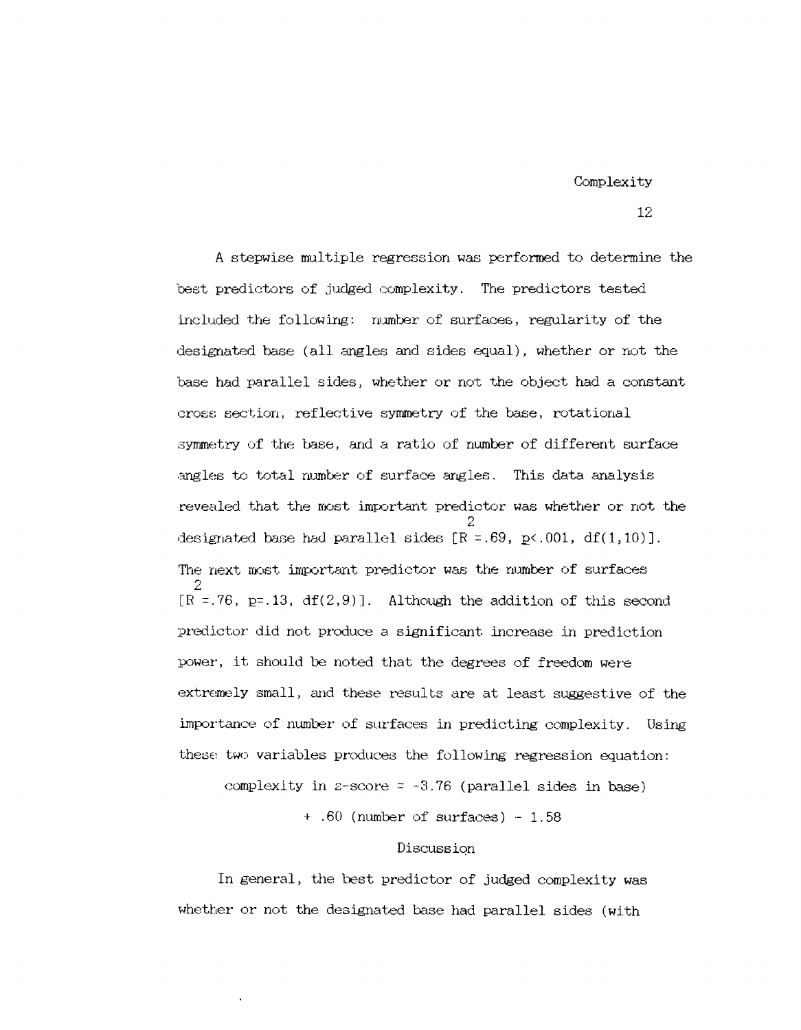A stepwise multiple regression was performed to determine the best predictors of judged complexity. The predictors tested included the following: number of surfaces, regularity of the designated base (all angles and sides equal), whether or not the base had parallel sides, whether or not the object had a constant cross section, reflective symmetry of the base, rotational symmetry of the base, and a ratio of number of different surface angles to total number of surface angles. This data analysis revealed that the most important predictor was whether or not the designated base had parallel sides [$R^2 = .69$, $p < .001$, $df(1,10)$]. The next most important predictor was the number of surfaces [$R^2 = .76$, $p = .13$, $df(2,9)$]. Although the addition of this second predictor did not produce a significant increase in prediction power, it should be noted that the degrees of freedom were extremely small, and these results are at least suggestive of the importance of number of surfaces in predicting complexity. Using these two variables produces the following regression equation:

$$\text{complexity in z-score} = -3.76\ (\text{parallel sides in base}) + .60\ (\text{number of surfaces}) - 1.58$$

## Discussion

In general, the best predictor of judged complexity was whether or not the designated base had parallel sides (with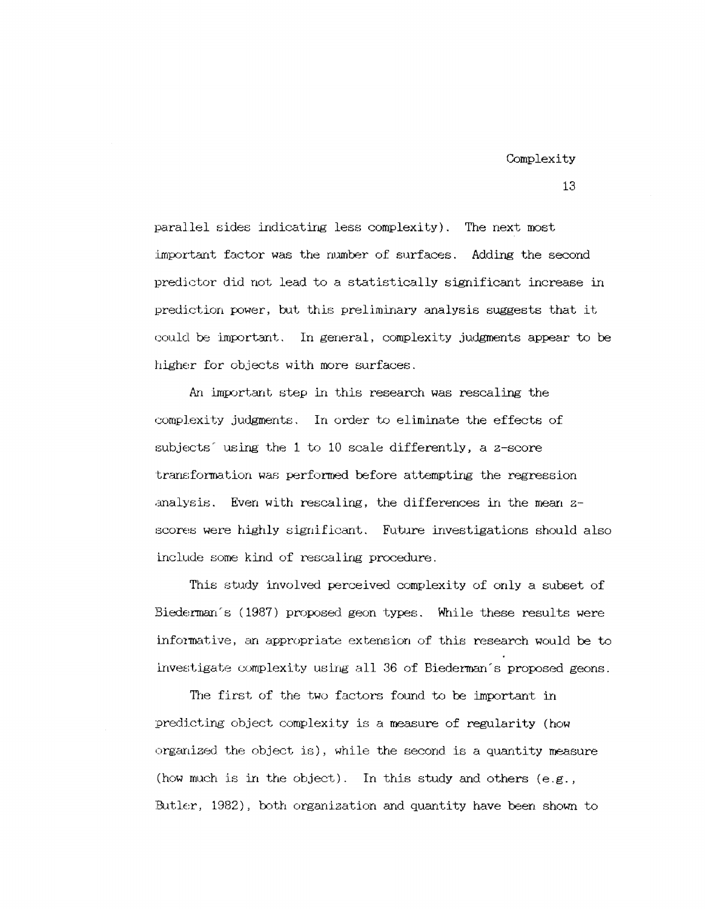parallel sides indicating less complexity). The next most important factor was the number of surfaces. Adding the second predictor did not lead to a statistically significant increase in prediction power, but this preliminary analysis suggests that it could be important. In general, complexity judgments appear to be higher for objects with more surfaces.

An important step in this research was rescaling the complexity judgments. In order to eliminate the effects of subjects' using the 1 to 10 scale differently, a z-score transformation was performed before attempting the regression analysis. Even with rescaling, the differences in the mean z-scores were highly significant. Future investigations should also include some kind of rescaling procedure.

This study involved perceived complexity of only a subset of Biederman's (1987) proposed geon types. While these results were informative, an appropriate extension of this research would be to investigate complexity using all 36 of Biederman's proposed geons.

The first of the two factors found to be important in predicting object complexity is a measure of regularity (how organized the object is), while the second is a quantity measure (how much is in the object). In this study and others (e.g., Butler, 1982), both organization and quantity have been shown to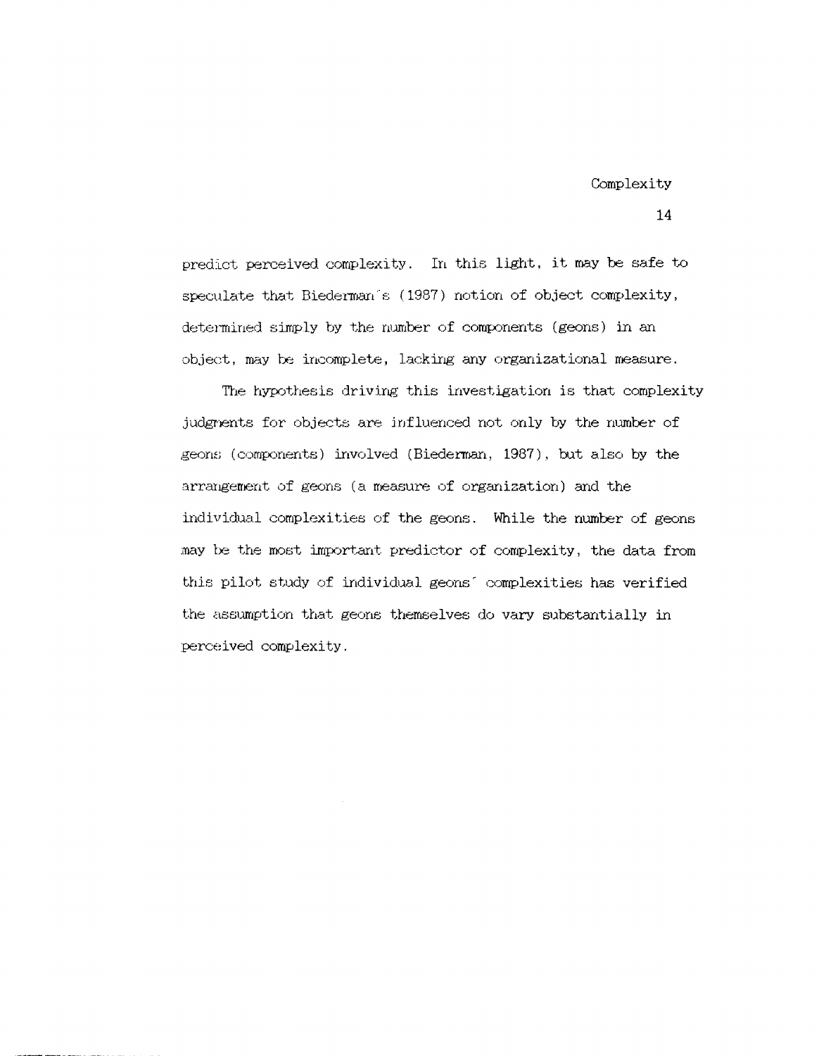predict perceived complexity. In this light, it may be safe to speculate that Biederman's (1987) notion of object complexity, determined simply by the number of components (geons) in an object, may be incomplete, lacking any organizational measure.

The hypothesis driving this investigation is that complexity judgments for objects are influenced not only by the number of geons (components) involved (Biederman, 1987), but also by the arrangement of geons (a measure of organization) and the individual complexities of the geons. While the number of geons may be the most important predictor of complexity, the data from this pilot study of individual geons' complexities has verified the assumption that geons themselves do vary substantially in perceived complexity.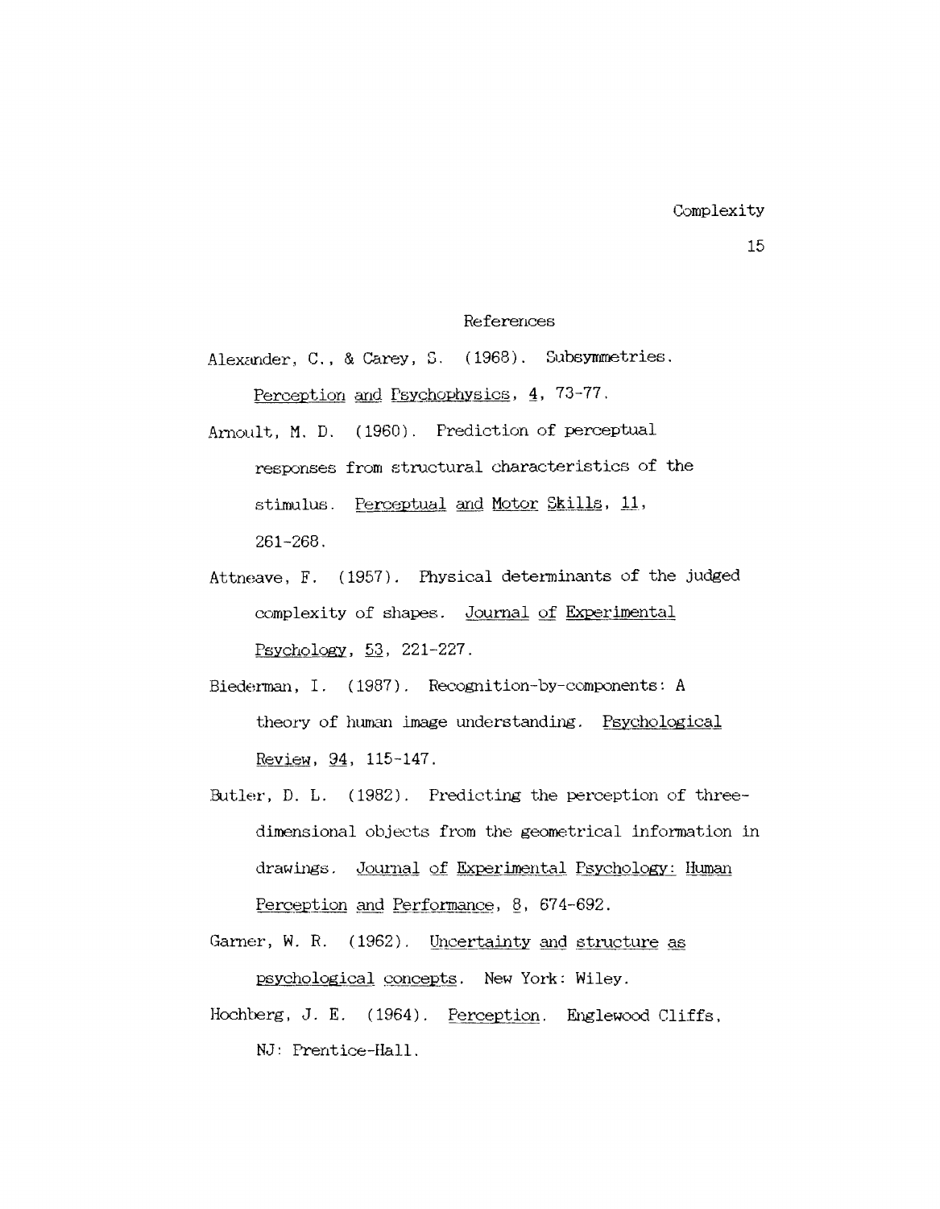# References

Alexander, C., & Carey, S. (1968). Subsymmetries. Perception and Psychophysics, 4, 73-77.

Arnoult, M. D. (1960). Prediction of perceptual responses from structural characteristics of the stimulus. Perceptual and Motor Skills, 11, 261-268.

Attneave, F. (1957). Physical determinants of the judged complexity of shapes. Journal of Experimental Psychology, 53, 221-227.

Biederman, I. (1987). Recognition-by-components: A theory of human image understanding. Psychological Review, 94, 115-147.

Butler, D. L. (1982). Predicting the perception of three-dimensional objects from the geometrical information in drawings. Journal of Experimental Psychology: Human Perception and Performance, 8, 674-692.

Garner, W. R. (1962). Uncertainty and structure as psychological concepts. New York: Wiley.

Hochberg, J. E. (1964). Perception. Englewood Cliffs, NJ: Prentice-Hall.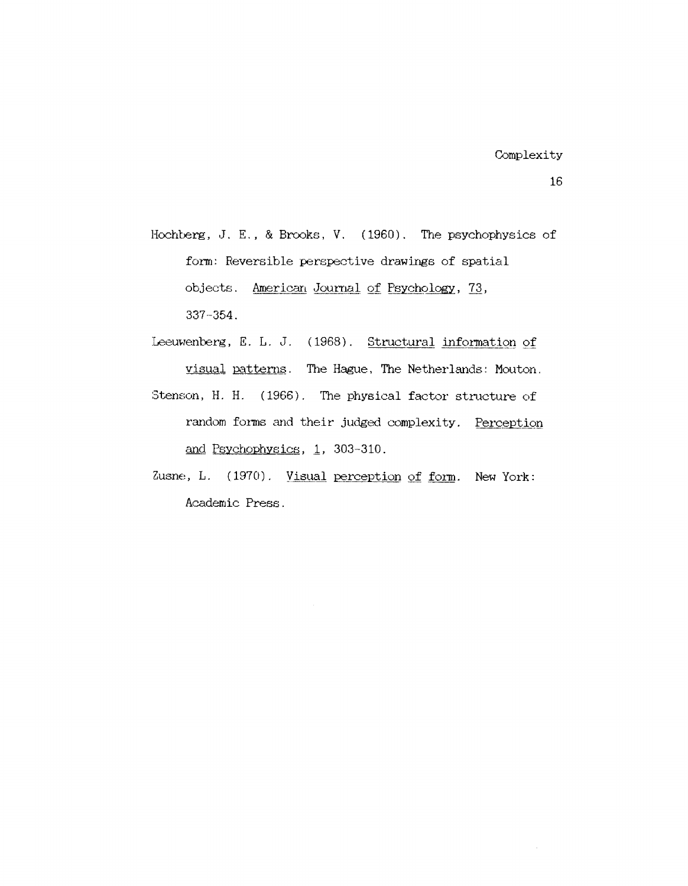Hochberg, J. E., & Brooks, V. (1960). The psychophysics of form: Reversible perspective drawings of spatial objects. American Journal of Psychology, 73, 337-354.

Leeuwenberg, E. L. J. (1968). Structural information of visual patterns. The Hague, The Netherlands: Mouton.

Stenson, H. H. (1966). The physical factor structure of random forms and their judged complexity. Perception and Psychophysics, 1, 303-310.

Zusne, L. (1970). Visual perception of form. New York: Academic Press.